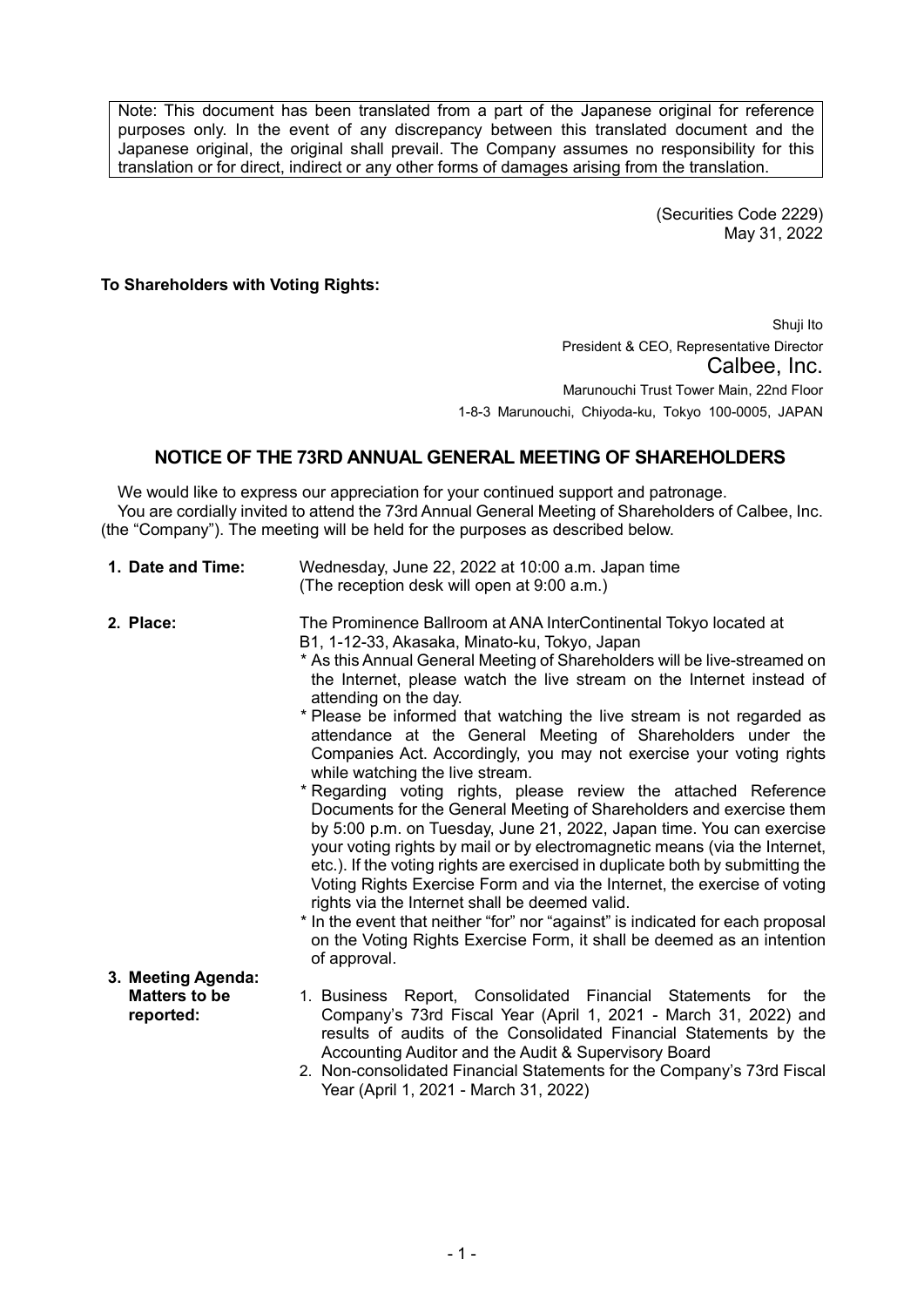Note: This document has been translated from a part of the Japanese original for reference purposes only. In the event of any discrepancy between this translated document and the Japanese original, the original shall prevail. The Company assumes no responsibility for this translation or for direct, indirect or any other forms of damages arising from the translation.

(Securities Code 2229)
May 31, 2022

**To Shareholders with Voting Rights:**

Shuji Ito
President & CEO, Representative Director
Calbee, Inc.
Marunouchi Trust Tower Main, 22nd Floor
1-8-3 Marunouchi, Chiyoda-ku, Tokyo 100-0005, JAPAN

## NOTICE OF THE 73RD ANNUAL GENERAL MEETING OF SHAREHOLDERS

We would like to express our appreciation for your continued support and patronage.

You are cordially invited to attend the 73rd Annual General Meeting of Shareholders of Calbee, Inc. (the "Company"). The meeting will be held for the purposes as described below.

**1. Date and Time:** Wednesday, June 22, 2022 at 10:00 a.m. Japan time
(The reception desk will open at 9:00 a.m.)

**2. Place:** The Prominence Ballroom at ANA InterContinental Tokyo located at B1, 1-12-33, Akasaka, Minato-ku, Tokyo, Japan

- * As this Annual General Meeting of Shareholders will be live-streamed on the Internet, please watch the live stream on the Internet instead of attending on the day.
- * Please be informed that watching the live stream is not regarded as attendance at the General Meeting of Shareholders under the Companies Act. Accordingly, you may not exercise your voting rights while watching the live stream.
- * Regarding voting rights, please review the attached Reference Documents for the General Meeting of Shareholders and exercise them by 5:00 p.m. on Tuesday, June 21, 2022, Japan time. You can exercise your voting rights by mail or by electromagnetic means (via the Internet, etc.). If the voting rights are exercised in duplicate both by submitting the Voting Rights Exercise Form and via the Internet, the exercise of voting rights via the Internet shall be deemed valid.
- * In the event that neither "for" nor "against" is indicated for each proposal on the Voting Rights Exercise Form, it shall be deemed as an intention of approval.

**3. Meeting Agenda:**

**Matters to be reported:**

1. Business Report, Consolidated Financial Statements for the Company's 73rd Fiscal Year (April 1, 2021 - March 31, 2022) and results of audits of the Consolidated Financial Statements by the Accounting Auditor and the Audit & Supervisory Board
2. Non-consolidated Financial Statements for the Company's 73rd Fiscal Year (April 1, 2021 - March 31, 2022)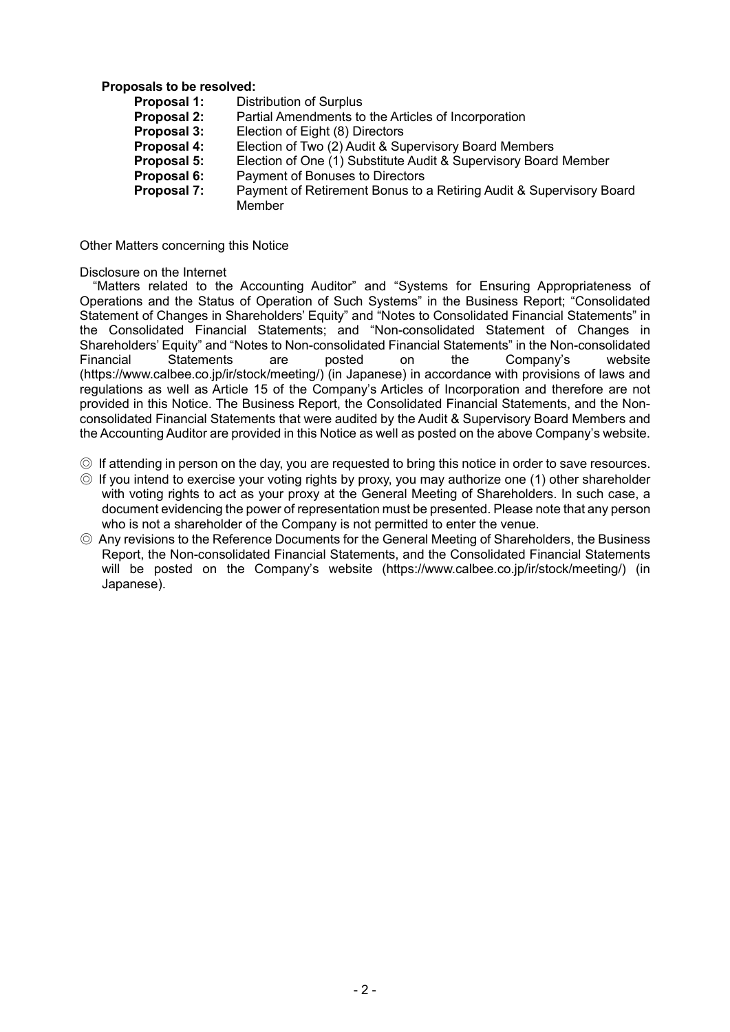**Proposals to be resolved:**

| | |
|---|---|
| **Proposal 1:** | Distribution of Surplus |
| **Proposal 2:** | Partial Amendments to the Articles of Incorporation |
| **Proposal 3:** | Election of Eight (8) Directors |
| **Proposal 4:** | Election of Two (2) Audit & Supervisory Board Members |
| **Proposal 5:** | Election of One (1) Substitute Audit & Supervisory Board Member |
| **Proposal 6:** | Payment of Bonuses to Directors |
| **Proposal 7:** | Payment of Retirement Bonus to a Retiring Audit & Supervisory Board Member |

Other Matters concerning this Notice

Disclosure on the Internet

"Matters related to the Accounting Auditor" and "Systems for Ensuring Appropriateness of Operations and the Status of Operation of Such Systems" in the Business Report; "Consolidated Statement of Changes in Shareholders' Equity" and "Notes to Consolidated Financial Statements" in the Consolidated Financial Statements; and "Non-consolidated Statement of Changes in Shareholders' Equity" and "Notes to Non-consolidated Financial Statements" in the Non-consolidated Financial Statements are posted on the Company's website (https://www.calbee.co.jp/ir/stock/meeting/) (in Japanese) in accordance with provisions of laws and regulations as well as Article 15 of the Company's Articles of Incorporation and therefore are not provided in this Notice. The Business Report, the Consolidated Financial Statements, and the Non-consolidated Financial Statements that were audited by the Audit & Supervisory Board Members and the Accounting Auditor are provided in this Notice as well as posted on the above Company's website.

◎ If attending in person on the day, you are requested to bring this notice in order to save resources.

◎ If you intend to exercise your voting rights by proxy, you may authorize one (1) other shareholder with voting rights to act as your proxy at the General Meeting of Shareholders. In such case, a document evidencing the power of representation must be presented. Please note that any person who is not a shareholder of the Company is not permitted to enter the venue.

◎ Any revisions to the Reference Documents for the General Meeting of Shareholders, the Business Report, the Non-consolidated Financial Statements, and the Consolidated Financial Statements will be posted on the Company's website (https://www.calbee.co.jp/ir/stock/meeting/) (in Japanese).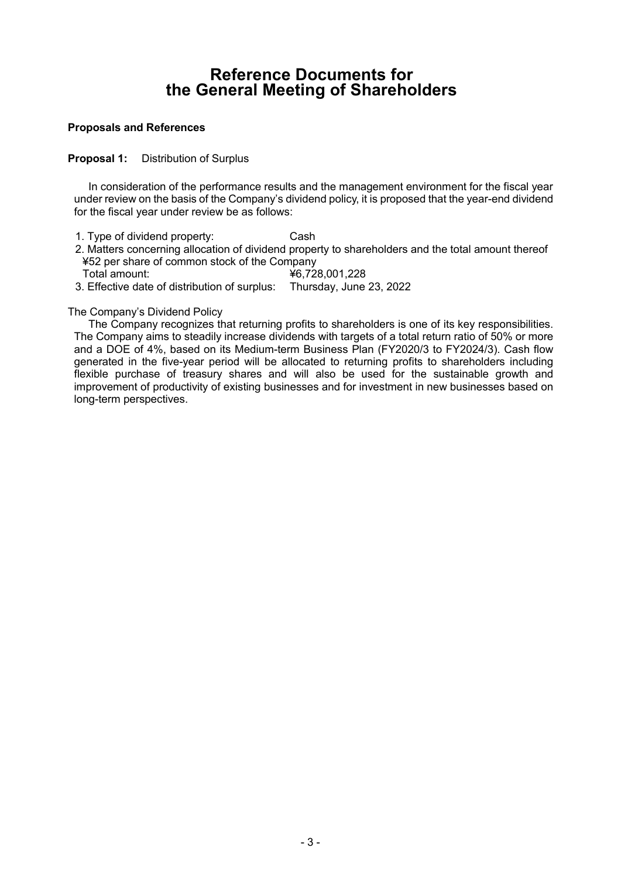# Reference Documents for the General Meeting of Shareholders

**Proposals and References**

**Proposal 1:** Distribution of Surplus

In consideration of the performance results and the management environment for the fiscal year under review on the basis of the Company's dividend policy, it is proposed that the year-end dividend for the fiscal year under review be as follows:

1. Type of dividend property: Cash
2. Matters concerning allocation of dividend property to shareholders and the total amount thereof
   ¥52 per share of common stock of the Company
   Total amount: ¥6,728,001,228
3. Effective date of distribution of surplus: Thursday, June 23, 2022

The Company's Dividend Policy

The Company recognizes that returning profits to shareholders is one of its key responsibilities. The Company aims to steadily increase dividends with targets of a total return ratio of 50% or more and a DOE of 4%, based on its Medium-term Business Plan (FY2020/3 to FY2024/3). Cash flow generated in the five-year period will be allocated to returning profits to shareholders including flexible purchase of treasury shares and will also be used for the sustainable growth and improvement of productivity of existing businesses and for investment in new businesses based on long-term perspectives.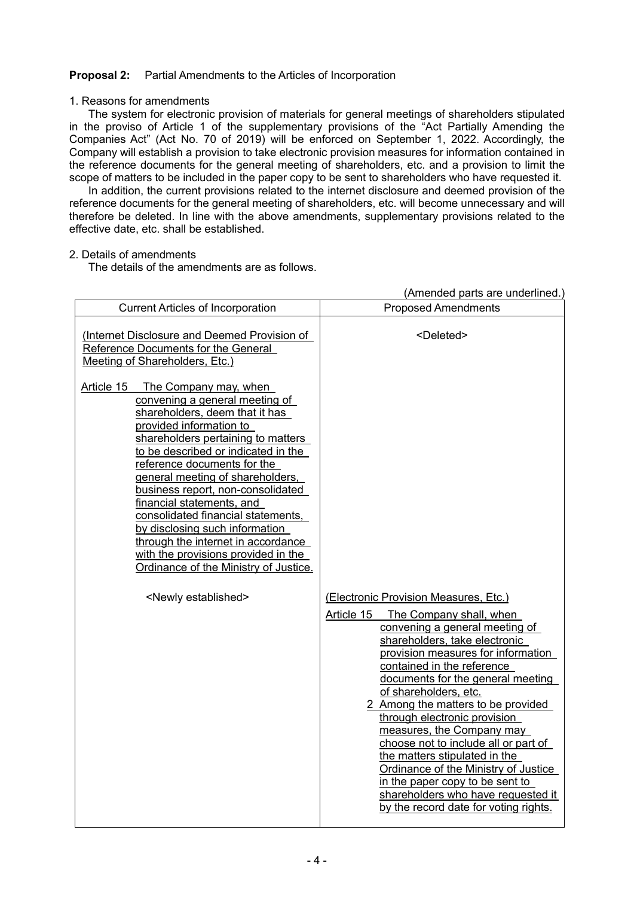**Proposal 2:** Partial Amendments to the Articles of Incorporation

1. Reasons for amendments

The system for electronic provision of materials for general meetings of shareholders stipulated in the proviso of Article 1 of the supplementary provisions of the "Act Partially Amending the Companies Act" (Act No. 70 of 2019) will be enforced on September 1, 2022. Accordingly, the Company will establish a provision to take electronic provision measures for information contained in the reference documents for the general meeting of shareholders, etc. and a provision to limit the scope of matters to be included in the paper copy to be sent to shareholders who have requested it.

In addition, the current provisions related to the internet disclosure and deemed provision of the reference documents for the general meeting of shareholders, etc. will become unnecessary and will therefore be deleted. In line with the above amendments, supplementary provisions related to the effective date, etc. shall be established.

2. Details of amendments

The details of the amendments are as follows.

(Amended parts are underlined.)

| Current Articles of Incorporation | Proposed Amendments |
|---|---|
| (Internet Disclosure and Deemed Provision of Reference Documents for the General Meeting of Shareholders, Etc.)<br><br>Article 15 The Company may, when convening a general meeting of shareholders, deem that it has provided information to shareholders pertaining to matters to be described or indicated in the reference documents for the general meeting of shareholders, business report, non-consolidated financial statements, and consolidated financial statements, by disclosing such information through the internet in accordance with the provisions provided in the Ordinance of the Ministry of Justice. | <Deleted> |
| <Newly established> | (Electronic Provision Measures, Etc.)<br><br>Article 15 The Company shall, when convening a general meeting of shareholders, take electronic provision measures for information contained in the reference documents for the general meeting of shareholders, etc.<br><br>2 Among the matters to be provided through electronic provision measures, the Company may choose not to include all or part of the matters stipulated in the Ordinance of the Ministry of Justice in the paper copy to be sent to shareholders who have requested it by the record date for voting rights. |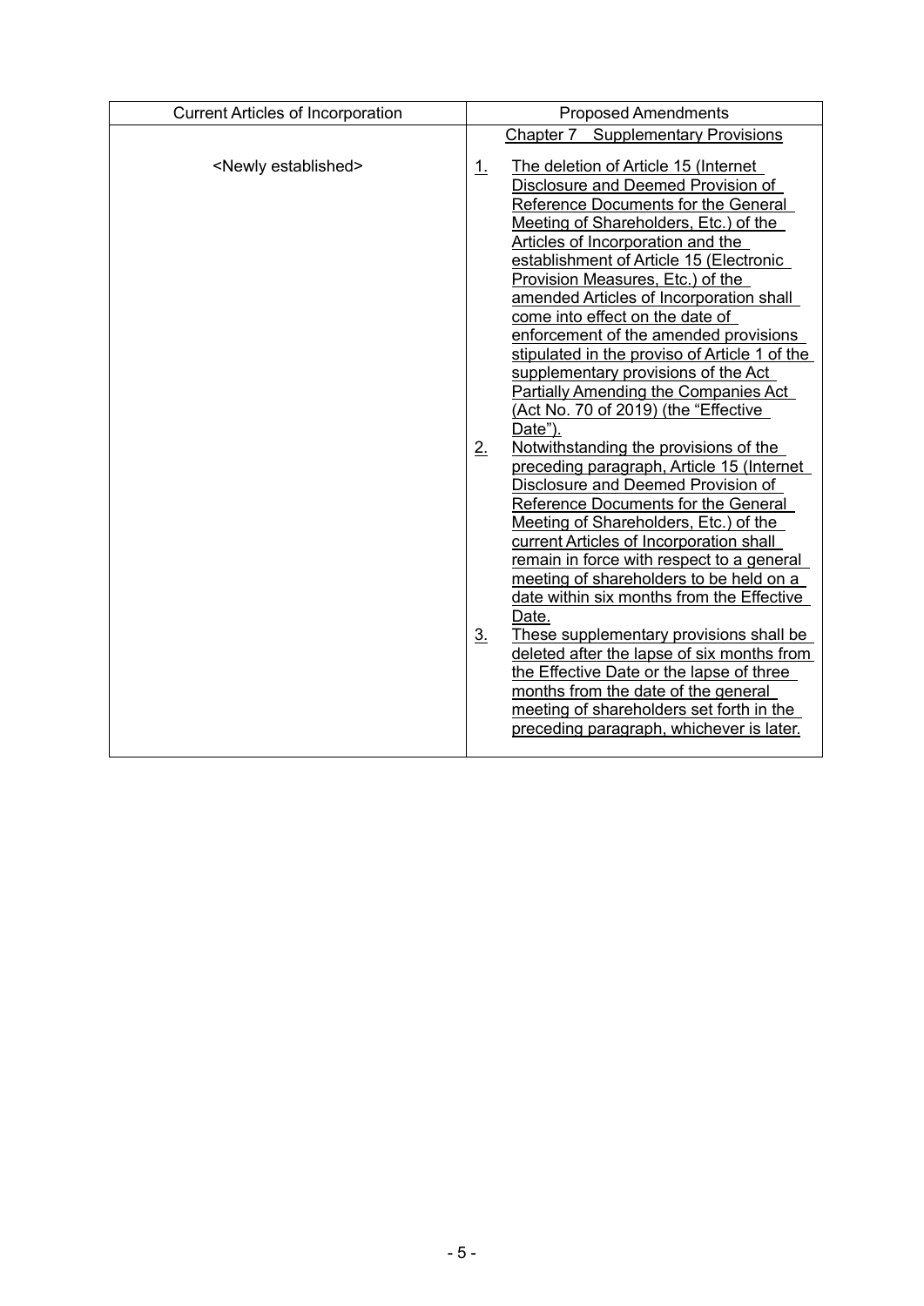| Current Articles of Incorporation | Proposed Amendments |
|---|---|
| | Chapter 7 Supplementary Provisions |
| <Newly established> | 1. The deletion of Article 15 (Internet Disclosure and Deemed Provision of Reference Documents for the General Meeting of Shareholders, Etc.) of the Articles of Incorporation and the establishment of Article 15 (Electronic Provision Measures, Etc.) of the amended Articles of Incorporation shall come into effect on the date of enforcement of the amended provisions stipulated in the proviso of Article 1 of the supplementary provisions of the Act Partially Amending the Companies Act (Act No. 70 of 2019) (the "Effective Date").<br>2. Notwithstanding the provisions of the preceding paragraph, Article 15 (Internet Disclosure and Deemed Provision of Reference Documents for the General Meeting of Shareholders, Etc.) of the current Articles of Incorporation shall remain in force with respect to a general meeting of shareholders to be held on a date within six months from the Effective Date.<br>3. These supplementary provisions shall be deleted after the lapse of six months from the Effective Date or the lapse of three months from the date of the general meeting of shareholders set forth in the preceding paragraph, whichever is later. |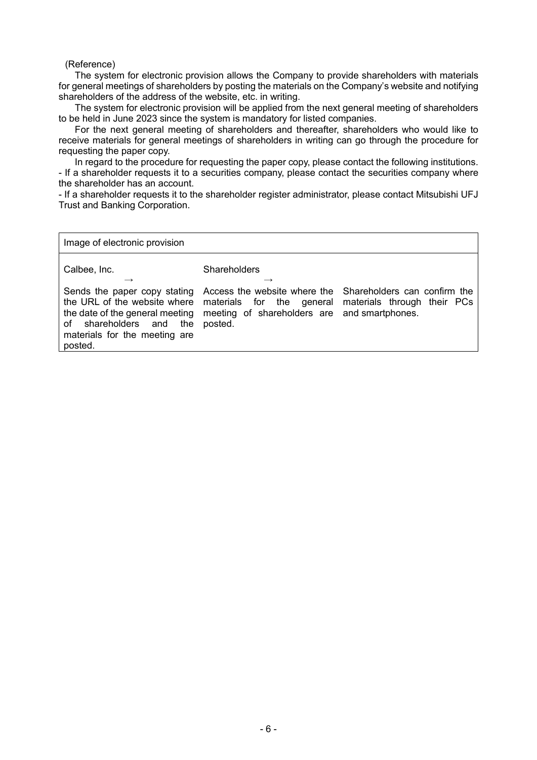(Reference)

The system for electronic provision allows the Company to provide shareholders with materials for general meetings of shareholders by posting the materials on the Company's website and notifying shareholders of the address of the website, etc. in writing.

The system for electronic provision will be applied from the next general meeting of shareholders to be held in June 2023 since the system is mandatory for listed companies.

For the next general meeting of shareholders and thereafter, shareholders who would like to receive materials for general meetings of shareholders in writing can go through the procedure for requesting the paper copy.

In regard to the procedure for requesting the paper copy, please contact the following institutions.

- If a shareholder requests it to a securities company, please contact the securities company where the shareholder has an account.
- If a shareholder requests it to the shareholder register administrator, please contact Mitsubishi UFJ Trust and Banking Corporation.

| Image of electronic provision | | |
|---|---|---|
| Calbee, Inc. → | Shareholders → | |
| Sends the paper copy stating the URL of the website where the date of the general meeting of shareholders and the materials for the meeting are posted. | Access the website where the materials for the general meeting of shareholders are posted. | Shareholders can confirm the materials through their PCs and smartphones. |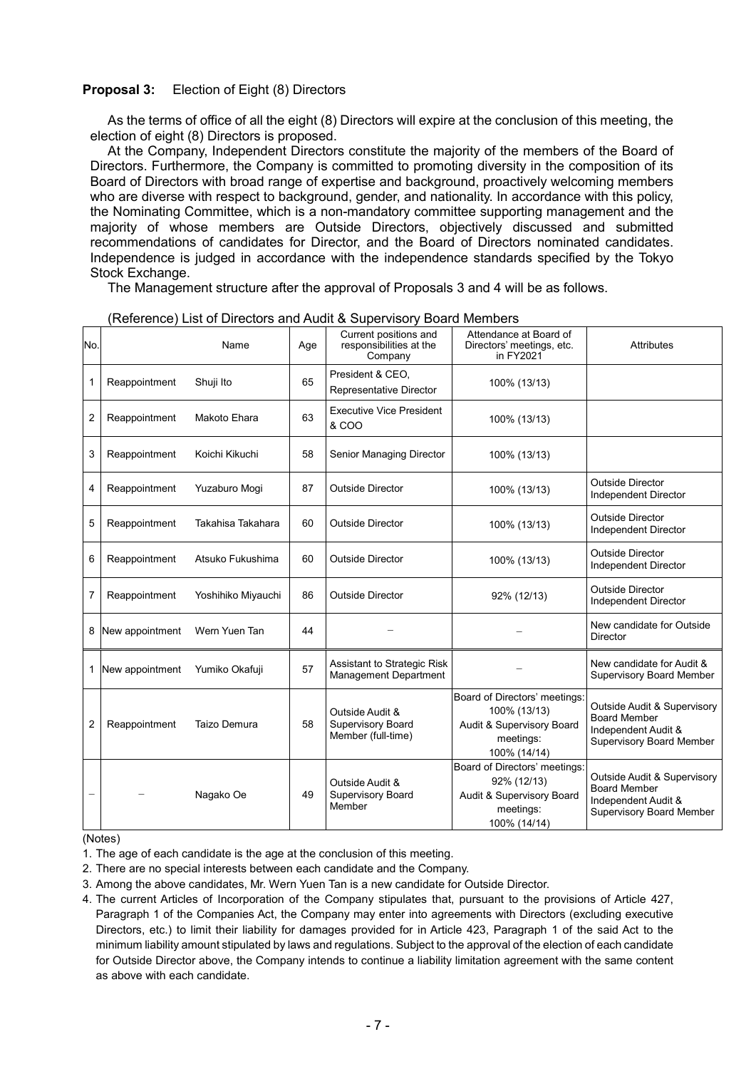**Proposal 3:** Election of Eight (8) Directors

As the terms of office of all the eight (8) Directors will expire at the conclusion of this meeting, the election of eight (8) Directors is proposed.

At the Company, Independent Directors constitute the majority of the members of the Board of Directors. Furthermore, the Company is committed to promoting diversity in the composition of its Board of Directors with broad range of expertise and background, proactively welcoming members who are diverse with respect to background, gender, and nationality. In accordance with this policy, the Nominating Committee, which is a non-mandatory committee supporting management and the majority of whose members are Outside Directors, objectively discussed and submitted recommendations of candidates for Director, and the Board of Directors nominated candidates. Independence is judged in accordance with the independence standards specified by the Tokyo Stock Exchange.

The Management structure after the approval of Proposals 3 and 4 will be as follows.

(Reference) List of Directors and Audit & Supervisory Board Members

| No. | | Name | Age | Current positions and responsibilities at the Company | Attendance at Board of Directors' meetings, etc. in FY2021 | Attributes |
|---|---|---|---|---|---|---|
| 1 | Reappointment | Shuji Ito | 65 | President & CEO, Representative Director | 100% (13/13) | |
| 2 | Reappointment | Makoto Ehara | 63 | Executive Vice President & COO | 100% (13/13) | |
| 3 | Reappointment | Koichi Kikuchi | 58 | Senior Managing Director | 100% (13/13) | |
| 4 | Reappointment | Yuzaburo Mogi | 87 | Outside Director | 100% (13/13) | Outside Director<br>Independent Director |
| 5 | Reappointment | Takahisa Takahara | 60 | Outside Director | 100% (13/13) | Outside Director<br>Independent Director |
| 6 | Reappointment | Atsuko Fukushima | 60 | Outside Director | 100% (13/13) | Outside Director<br>Independent Director |
| 7 | Reappointment | Yoshihiko Miyauchi | 86 | Outside Director | 92% (12/13) | Outside Director<br>Independent Director |
| 8 | New appointment | Wern Yuen Tan | 44 | – | – | New candidate for Outside Director |
| 1 | New appointment | Yumiko Okafuji | 57 | Assistant to Strategic Risk Management Department | – | New candidate for Audit & Supervisory Board Member |
| 2 | Reappointment | Taizo Demura | 58 | Outside Audit & Supervisory Board Member (full-time) | Board of Directors' meetings: 100% (13/13)<br>Audit & Supervisory Board meetings: 100% (14/14) | Outside Audit & Supervisory Board Member<br>Independent Audit & Supervisory Board Member |
| – | – | Nagako Oe | 49 | Outside Audit & Supervisory Board Member | Board of Directors' meetings: 92% (12/13)<br>Audit & Supervisory Board meetings: 100% (14/14) | Outside Audit & Supervisory Board Member<br>Independent Audit & Supervisory Board Member |

(Notes)

1. The age of each candidate is the age at the conclusion of this meeting.
2. There are no special interests between each candidate and the Company.
3. Among the above candidates, Mr. Wern Yuen Tan is a new candidate for Outside Director.
4. The current Articles of Incorporation of the Company stipulates that, pursuant to the provisions of Article 427, Paragraph 1 of the Companies Act, the Company may enter into agreements with Directors (excluding executive Directors, etc.) to limit their liability for damages provided for in Article 423, Paragraph 1 of the said Act to the minimum liability amount stipulated by laws and regulations. Subject to the approval of the election of each candidate for Outside Director above, the Company intends to continue a liability limitation agreement with the same content as above with each candidate.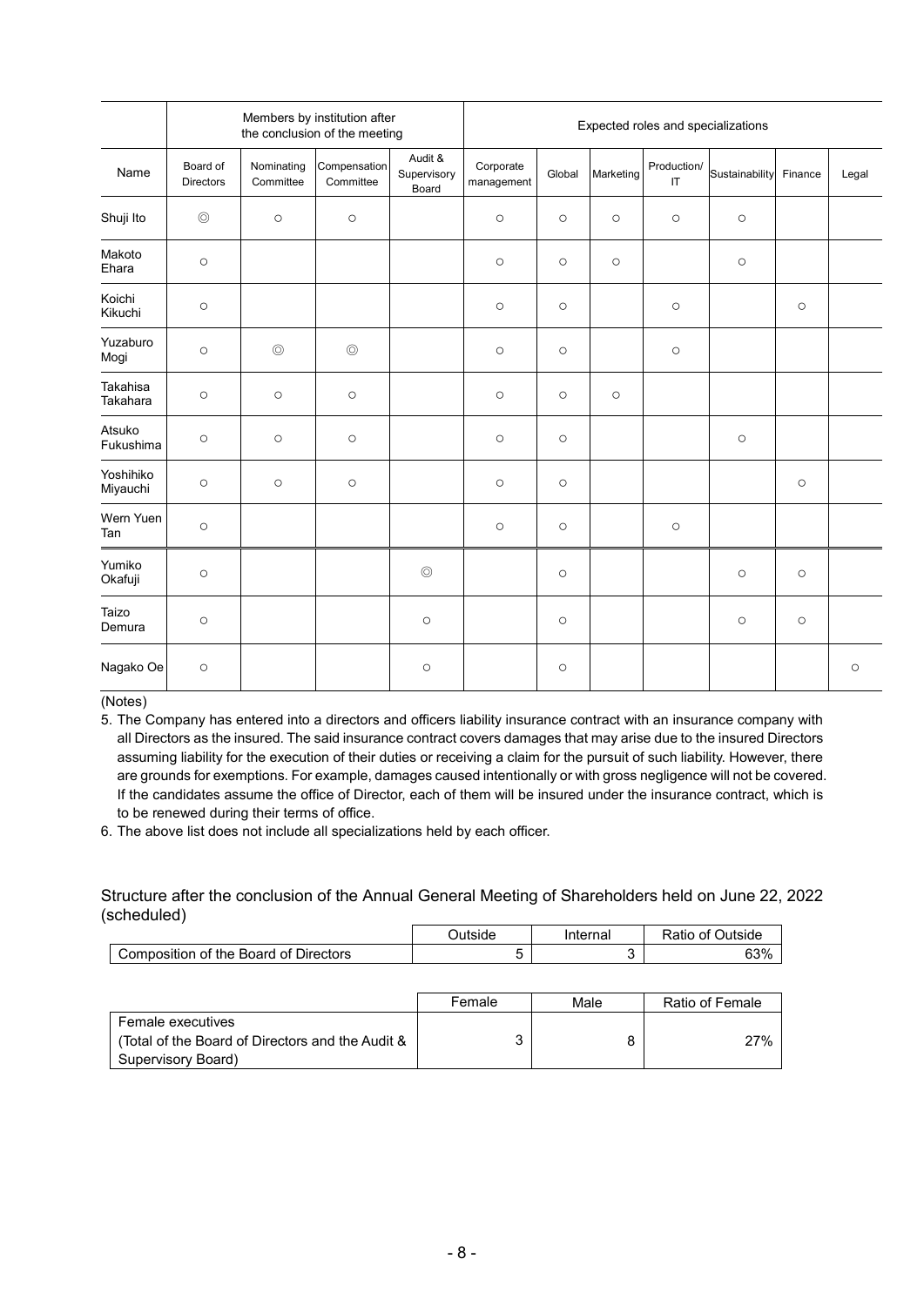| Name | Members by institution after the conclusion of the meeting | | | | Expected roles and specializations | | | | | | |
|---|---|---|---|---|---|---|---|---|---|---|---|
| | Board of Directors | Nominating Committee | Compensation Committee | Audit & Supervisory Board | Corporate management | Global | Marketing | Production/ IT | Sustainability | Finance | Legal |
| Shuji Ito | ◎ | ○ | ○ | | ○ | ○ | ○ | ○ | ○ | | |
| Makoto Ehara | ○ | | | | ○ | ○ | ○ | | ○ | | |
| Koichi Kikuchi | ○ | | | | ○ | ○ | | ○ | | ○ | |
| Yuzaburo Mogi | ○ | ◎ | ◎ | | ○ | ○ | | ○ | | | |
| Takahisa Takahara | ○ | ○ | ○ | | ○ | ○ | ○ | | | | |
| Atsuko Fukushima | ○ | ○ | ○ | | ○ | ○ | | | ○ | | |
| Yoshihiko Miyauchi | ○ | ○ | ○ | | ○ | ○ | | | | ○ | |
| Wern Yuen Tan | ○ | | | | ○ | ○ | | ○ | | | |
| Yumiko Okafuji | ○ | | | ◎ | | ○ | | | ○ | ○ | |
| Taizo Demura | ○ | | | ○ | | ○ | | | ○ | ○ | |
| Nagako Oe | ○ | | | ○ | | ○ | | | | | ○ |

(Notes)

5. The Company has entered into a directors and officers liability insurance contract with an insurance company with all Directors as the insured. The said insurance contract covers damages that may arise due to the insured Directors assuming liability for the execution of their duties or receiving a claim for the pursuit of such liability. However, there are grounds for exemptions. For example, damages caused intentionally or with gross negligence will not be covered. If the candidates assume the office of Director, each of them will be insured under the insurance contract, which is to be renewed during their terms of office.
6. The above list does not include all specializations held by each officer.

Structure after the conclusion of the Annual General Meeting of Shareholders held on June 22, 2022 (scheduled)

| | Outside | Internal | Ratio of Outside |
|---|---|---|---|
| Composition of the Board of Directors | 5 | 3 | 63% |

| | Female | Male | Ratio of Female |
|---|---|---|---|
| Female executives (Total of the Board of Directors and the Audit & Supervisory Board) | 3 | 8 | 27% |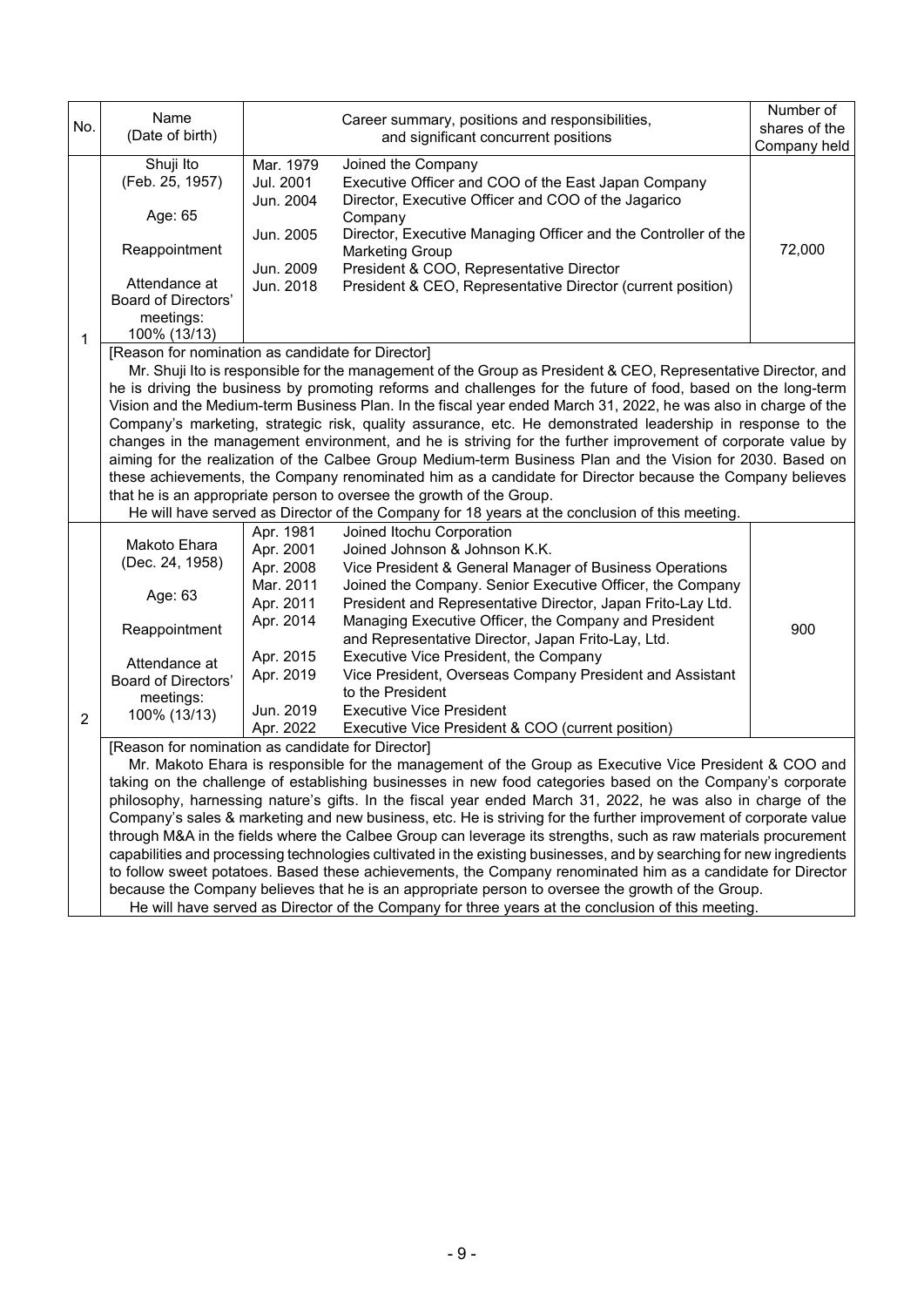| No. | Name (Date of birth) | Career summary, positions and responsibilities, and significant concurrent positions | Number of shares of the Company held |
|---|---|---|---|
| 1 | Shuji Ito (Feb. 25, 1957)<br><br>Age: 65<br><br>Reappointment<br><br>Attendance at Board of Directors' meetings: 100% (13/13) | Mar. 1979 Joined the Company<br>Jul. 2001 Executive Officer and COO of the East Japan Company<br>Jun. 2004 Director, Executive Officer and COO of the Jagarico Company<br>Jun. 2005 Director, Executive Managing Officer and the Controller of the Marketing Group<br>Jun. 2009 President & COO, Representative Director<br>Jun. 2018 President & CEO, Representative Director (current position) | 72,000 |
| | [Reason for nomination as candidate for Director]<br>Mr. Shuji Ito is responsible for the management of the Group as President & CEO, Representative Director, and he is driving the business by promoting reforms and challenges for the future of food, based on the long-term Vision and the Medium-term Business Plan. In the fiscal year ended March 31, 2022, he was also in charge of the Company's marketing, strategic risk, quality assurance, etc. He demonstrated leadership in response to the changes in the management environment, and he is striving for the further improvement of corporate value by aiming for the realization of the Calbee Group Medium-term Business Plan and the Vision for 2030. Based on these achievements, the Company renominated him as a candidate for Director because the Company believes that he is an appropriate person to oversee the growth of the Group.<br>He will have served as Director of the Company for 18 years at the conclusion of this meeting. | | |
| 2 | Makoto Ehara (Dec. 24, 1958)<br><br>Age: 63<br><br>Reappointment<br><br>Attendance at Board of Directors' meetings: 100% (13/13) | Apr. 1981 Joined Itochu Corporation<br>Apr. 2001 Joined Johnson & Johnson K.K.<br>Apr. 2008 Vice President & General Manager of Business Operations<br>Mar. 2011 Joined the Company. Senior Executive Officer, the Company<br>Apr. 2011 President and Representative Director, Japan Frito-Lay Ltd.<br>Apr. 2014 Managing Executive Officer, the Company and President and Representative Director, Japan Frito-Lay, Ltd.<br>Apr. 2015 Executive Vice President, the Company<br>Apr. 2019 Vice President, Overseas Company President and Assistant to the President<br>Jun. 2019 Executive Vice President<br>Apr. 2022 Executive Vice President & COO (current position) | 900 |
| | [Reason for nomination as candidate for Director]<br>Mr. Makoto Ehara is responsible for the management of the Group as Executive Vice President & COO and taking on the challenge of establishing businesses in new food categories based on the Company's corporate philosophy, harnessing nature's gifts. In the fiscal year ended March 31, 2022, he was also in charge of the Company's sales & marketing and new business, etc. He is striving for the further improvement of corporate value through M&A in the fields where the Calbee Group can leverage its strengths, such as raw materials procurement capabilities and processing technologies cultivated in the existing businesses, and by searching for new ingredients to follow sweet potatoes. Based these achievements, the Company renominated him as a candidate for Director because the Company believes that he is an appropriate person to oversee the growth of the Group.<br>He will have served as Director of the Company for three years at the conclusion of this meeting. | | |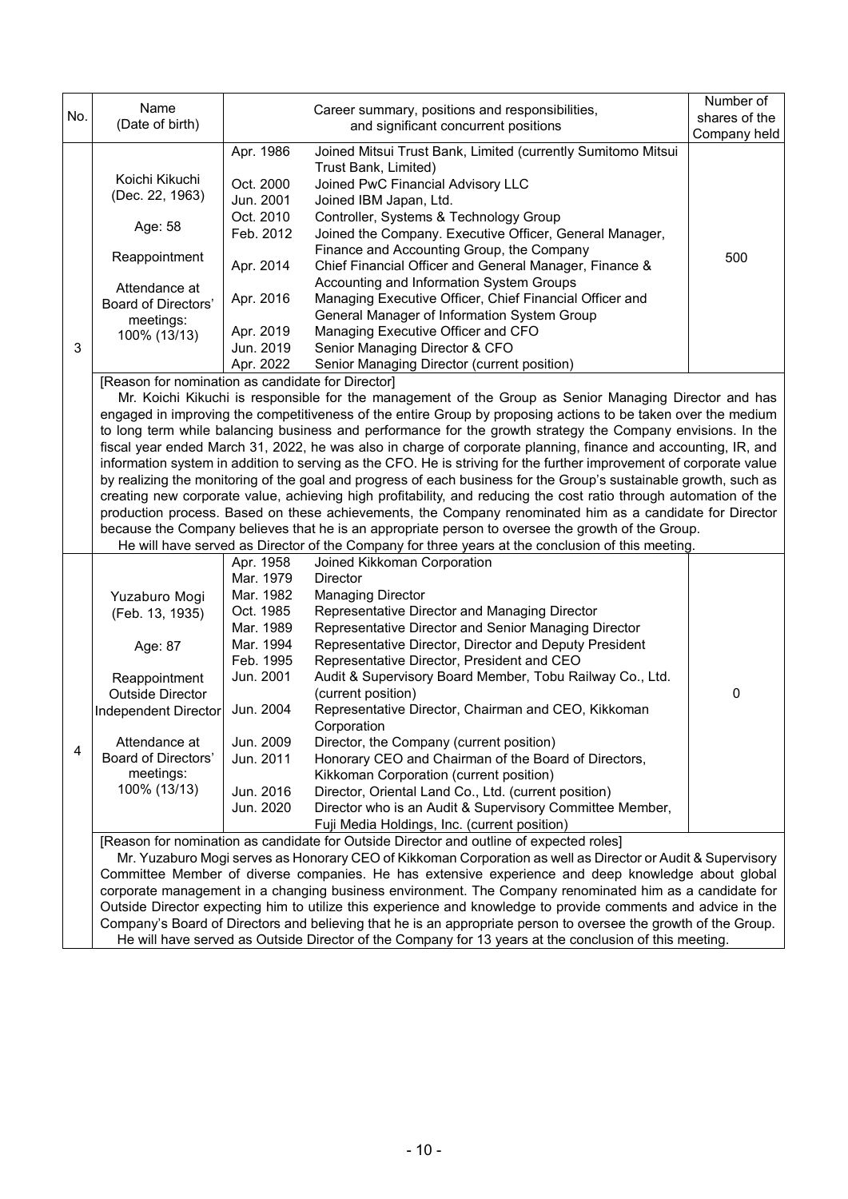| No. | Name (Date of birth) | Career summary, positions and responsibilities, and significant concurrent positions | | Number of shares of the Company held |
|---|---|---|---|---|
| 3 | Koichi Kikuchi (Dec. 22, 1963)<br><br>Age: 58<br><br>Reappointment<br><br>Attendance at Board of Directors' meetings: 100% (13/13) | Apr. 1986<br><br>Oct. 2000<br>Jun. 2001<br>Oct. 2010<br>Feb. 2012<br><br>Apr. 2014<br><br>Apr. 2016<br><br>Apr. 2019<br>Jun. 2019<br>Apr. 2022 | Joined Mitsui Trust Bank, Limited (currently Sumitomo Mitsui Trust Bank, Limited)<br>Joined PwC Financial Advisory LLC<br>Joined IBM Japan, Ltd.<br>Controller, Systems & Technology Group<br>Joined the Company. Executive Officer, General Manager, Finance and Accounting Group, the Company<br>Chief Financial Officer and General Manager, Finance & Accounting and Information System Groups<br>Managing Executive Officer, Chief Financial Officer and General Manager of Information System Group<br>Managing Executive Officer and CFO<br>Senior Managing Director & CFO<br>Senior Managing Director (current position) | 500 |
| | [Reason for nomination as candidate for Director]<br>Mr. Koichi Kikuchi is responsible for the management of the Group as Senior Managing Director and has engaged in improving the competitiveness of the entire Group by proposing actions to be taken over the medium to long term while balancing business and performance for the growth strategy the Company envisions. In the fiscal year ended March 31, 2022, he was also in charge of corporate planning, finance and accounting, IR, and information system in addition to serving as the CFO. He is striving for the further improvement of corporate value by realizing the monitoring of the goal and progress of each business for the Group's sustainable growth, such as creating new corporate value, achieving high profitability, and reducing the cost ratio through automation of the production process. Based on these achievements, the Company renominated him as a candidate for Director because the Company believes that he is an appropriate person to oversee the growth of the Group.<br>He will have served as Director of the Company for three years at the conclusion of this meeting. | | | |
| 4 | Yuzaburo Mogi (Feb. 13, 1935)<br><br>Age: 87<br><br>Reappointment<br>Outside Director<br>Independent Director<br><br>Attendance at Board of Directors' meetings: 100% (13/13) | Apr. 1958<br>Mar. 1979<br>Mar. 1982<br>Oct. 1985<br>Mar. 1989<br>Mar. 1994<br>Feb. 1995<br>Jun. 2001<br><br>Jun. 2004<br><br>Jun. 2009<br>Jun. 2011<br><br>Jun. 2016<br>Jun. 2020 | Joined Kikkoman Corporation<br>Director<br>Managing Director<br>Representative Director and Managing Director<br>Representative Director and Senior Managing Director<br>Representative Director, Director and Deputy President<br>Representative Director, President and CEO<br>Audit & Supervisory Board Member, Tobu Railway Co., Ltd. (current position)<br>Representative Director, Chairman and CEO, Kikkoman Corporation<br>Director, the Company (current position)<br>Honorary CEO and Chairman of the Board of Directors, Kikkoman Corporation (current position)<br>Director, Oriental Land Co., Ltd. (current position)<br>Director who is an Audit & Supervisory Committee Member, Fuji Media Holdings, Inc. (current position) | 0 |
| | [Reason for nomination as candidate for Outside Director and outline of expected roles]<br>Mr. Yuzaburo Mogi serves as Honorary CEO of Kikkoman Corporation as well as Director or Audit & Supervisory Committee Member of diverse companies. He has extensive experience and deep knowledge about global corporate management in a changing business environment. The Company renominated him as a candidate for Outside Director expecting him to utilize this experience and knowledge to provide comments and advice in the Company's Board of Directors and believing that he is an appropriate person to oversee the growth of the Group.<br>He will have served as Outside Director of the Company for 13 years at the conclusion of this meeting. | | | |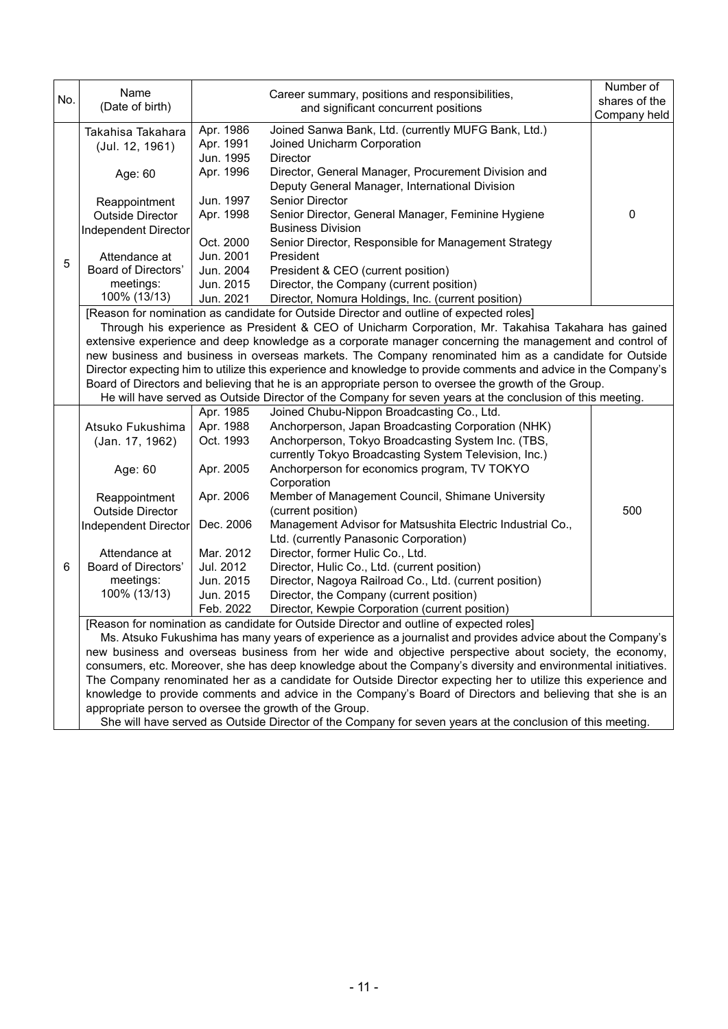| No. | Name (Date of birth) | Career summary, positions and responsibilities, and significant concurrent positions | Number of shares of the Company held |
|---|---|---|---|
| 5 | Takahisa Takahara (Jul. 12, 1961)<br><br>Age: 60<br><br>Reappointment<br>Outside Director<br>Independent Director<br><br>Attendance at Board of Directors' meetings:<br>100% (13/13) | Apr. 1986 Joined Sanwa Bank, Ltd. (currently MUFG Bank, Ltd.)<br>Apr. 1991 Joined Unicharm Corporation<br>Jun. 1995 Director<br>Apr. 1996 Director, General Manager, Procurement Division and Deputy General Manager, International Division<br>Jun. 1997 Senior Director<br>Apr. 1998 Senior Director, General Manager, Feminine Hygiene Business Division<br>Oct. 2000 Senior Director, Responsible for Management Strategy<br>Jun. 2001 President<br>Jun. 2004 President & CEO (current position)<br>Jun. 2015 Director, the Company (current position)<br>Jun. 2021 Director, Nomura Holdings, Inc. (current position) | 0 |
| | [Reason for nomination as candidate for Outside Director and outline of expected roles]<br>Through his experience as President & CEO of Unicharm Corporation, Mr. Takahisa Takahara has gained extensive experience and deep knowledge as a corporate manager concerning the management and control of new business and business in overseas markets. The Company renominated him as a candidate for Outside Director expecting him to utilize this experience and knowledge to provide comments and advice in the Company's Board of Directors and believing that he is an appropriate person to oversee the growth of the Group.<br>He will have served as Outside Director of the Company for seven years at the conclusion of this meeting. | | |
| 6 | Atsuko Fukushima (Jan. 17, 1962)<br><br>Age: 60<br><br>Reappointment<br>Outside Director<br>Independent Director<br><br>Attendance at Board of Directors' meetings:<br>100% (13/13) | Apr. 1985 Joined Chubu-Nippon Broadcasting Co., Ltd.<br>Apr. 1988 Anchorperson, Japan Broadcasting Corporation (NHK)<br>Oct. 1993 Anchorperson, Tokyo Broadcasting System Inc. (TBS, currently Tokyo Broadcasting System Television, Inc.)<br>Apr. 2005 Anchorperson for economics program, TV TOKYO Corporation<br>Apr. 2006 Member of Management Council, Shimane University (current position)<br>Dec. 2006 Management Advisor for Matsushita Electric Industrial Co., Ltd. (currently Panasonic Corporation)<br>Mar. 2012 Director, former Hulic Co., Ltd.<br>Jul. 2012 Director, Hulic Co., Ltd. (current position)<br>Jun. 2015 Director, Nagoya Railroad Co., Ltd. (current position)<br>Jun. 2015 Director, the Company (current position)<br>Feb. 2022 Director, Kewpie Corporation (current position) | 500 |
| | [Reason for nomination as candidate for Outside Director and outline of expected roles]<br>Ms. Atsuko Fukushima has many years of experience as a journalist and provides advice about the Company's new business and overseas business from her wide and objective perspective about society, the economy, consumers, etc. Moreover, she has deep knowledge about the Company's diversity and environmental initiatives. The Company renominated her as a candidate for Outside Director expecting her to utilize this experience and knowledge to provide comments and advice in the Company's Board of Directors and believing that she is an appropriate person to oversee the growth of the Group.<br>She will have served as Outside Director of the Company for seven years at the conclusion of this meeting. | | |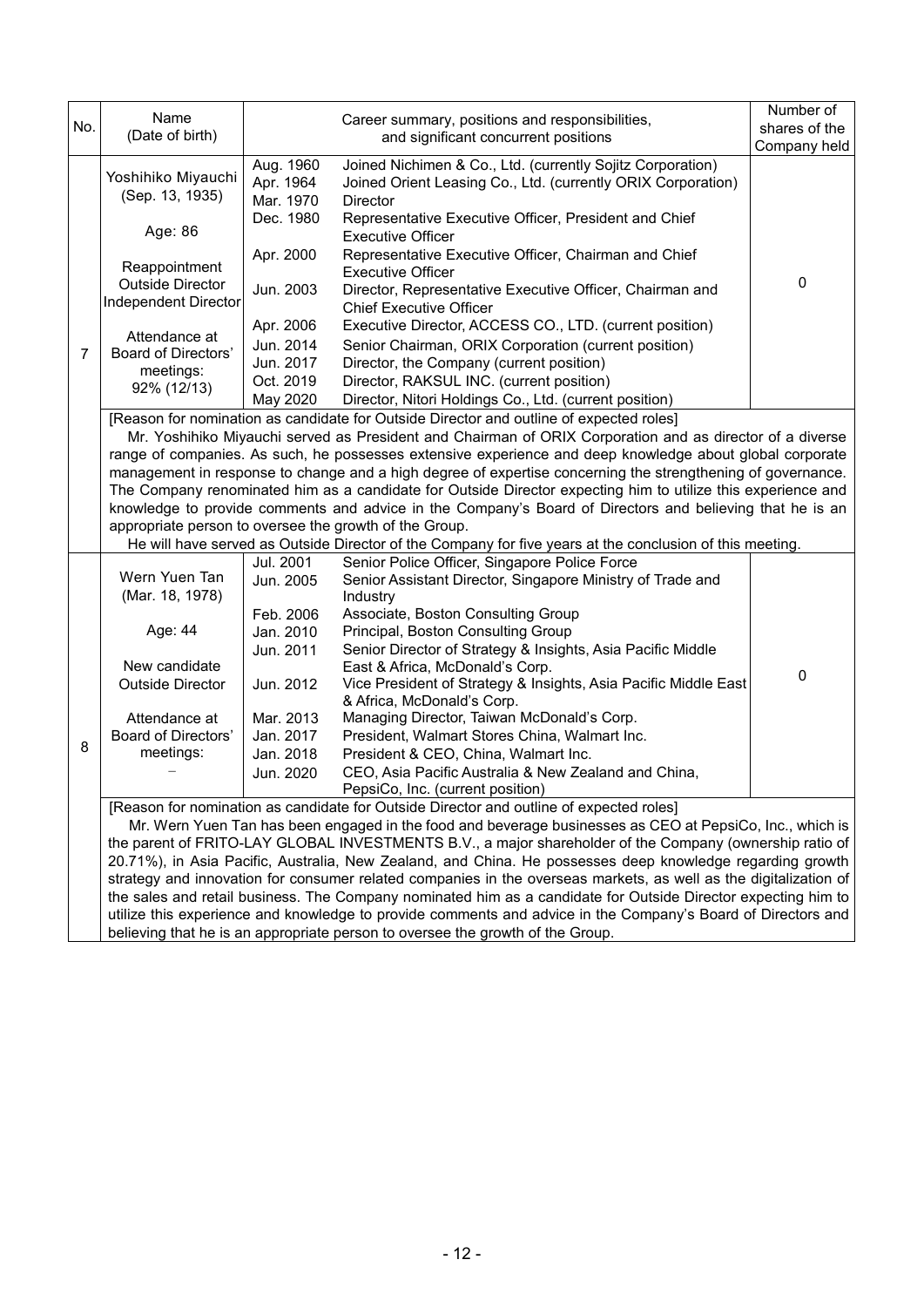| No. | Name (Date of birth) | Career summary, positions and responsibilities, and significant concurrent positions | | Number of shares of the Company held |
|---|---|---|---|---|
| 7 | Yoshihiko Miyauchi (Sep. 13, 1935)<br><br>Age: 86<br><br>Reappointment<br>Outside Director<br>Independent Director<br><br>Attendance at Board of Directors' meetings:<br>92% (12/13) | Aug. 1960<br>Apr. 1964<br>Mar. 1970<br>Dec. 1980<br><br>Apr. 2000<br><br>Jun. 2003<br><br>Apr. 2006<br>Jun. 2014<br>Jun. 2017<br>Oct. 2019<br>May 2020 | Joined Nichimen & Co., Ltd. (currently Sojitz Corporation)<br>Joined Orient Leasing Co., Ltd. (currently ORIX Corporation)<br>Director<br>Representative Executive Officer, President and Chief Executive Officer<br>Representative Executive Officer, Chairman and Chief Executive Officer<br>Director, Representative Executive Officer, Chairman and Chief Executive Officer<br>Executive Director, ACCESS CO., LTD. (current position)<br>Senior Chairman, ORIX Corporation (current position)<br>Director, the Company (current position)<br>Director, RAKSUL INC. (current position)<br>Director, Nitori Holdings Co., Ltd. (current position) | 0 |
| | [Reason for nomination as candidate for Outside Director and outline of expected roles]<br>Mr. Yoshihiko Miyauchi served as President and Chairman of ORIX Corporation and as director of a diverse range of companies. As such, he possesses extensive experience and deep knowledge about global corporate management in response to change and a high degree of expertise concerning the strengthening of governance. The Company renominated him as a candidate for Outside Director expecting him to utilize this experience and knowledge to provide comments and advice in the Company's Board of Directors and believing that he is an appropriate person to oversee the growth of the Group.<br>He will have served as Outside Director of the Company for five years at the conclusion of this meeting. | | | |
| 8 | Wern Yuen Tan (Mar. 18, 1978)<br><br>Age: 44<br><br>New candidate<br>Outside Director<br><br>Attendance at Board of Directors' meetings:<br>– | Jul. 2001<br>Jun. 2005<br><br>Feb. 2006<br>Jan. 2010<br>Jun. 2011<br><br>Jun. 2012<br><br>Mar. 2013<br>Jan. 2017<br>Jan. 2018<br>Jun. 2020 | Senior Police Officer, Singapore Police Force<br>Senior Assistant Director, Singapore Ministry of Trade and Industry<br>Associate, Boston Consulting Group<br>Principal, Boston Consulting Group<br>Senior Director of Strategy & Insights, Asia Pacific Middle East & Africa, McDonald's Corp.<br>Vice President of Strategy & Insights, Asia Pacific Middle East & Africa, McDonald's Corp.<br>Managing Director, Taiwan McDonald's Corp.<br>President, Walmart Stores China, Walmart Inc.<br>President & CEO, China, Walmart Inc.<br>CEO, Asia Pacific Australia & New Zealand and China, PepsiCo, Inc. (current position) | 0 |
| | [Reason for nomination as candidate for Outside Director and outline of expected roles]<br>Mr. Wern Yuen Tan has been engaged in the food and beverage businesses as CEO at PepsiCo, Inc., which is the parent of FRITO-LAY GLOBAL INVESTMENTS B.V., a major shareholder of the Company (ownership ratio of 20.71%), in Asia Pacific, Australia, New Zealand, and China. He possesses deep knowledge regarding growth strategy and innovation for consumer related companies in the overseas markets, as well as the digitalization of the sales and retail business. The Company nominated him as a candidate for Outside Director expecting him to utilize this experience and knowledge to provide comments and advice in the Company's Board of Directors and believing that he is an appropriate person to oversee the growth of the Group. | | | |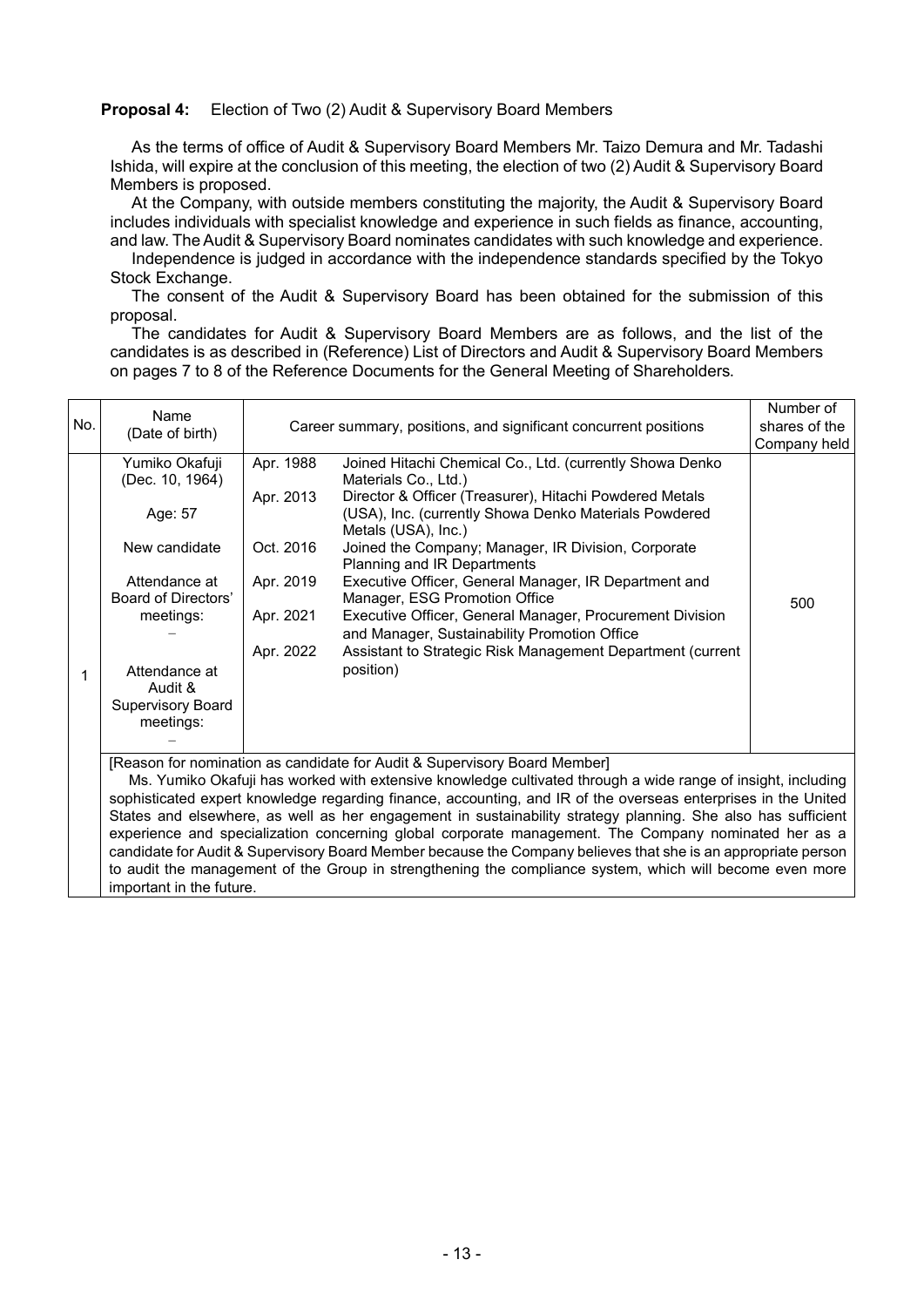**Proposal 4:** Election of Two (2) Audit & Supervisory Board Members

As the terms of office of Audit & Supervisory Board Members Mr. Taizo Demura and Mr. Tadashi Ishida, will expire at the conclusion of this meeting, the election of two (2) Audit & Supervisory Board Members is proposed.

At the Company, with outside members constituting the majority, the Audit & Supervisory Board includes individuals with specialist knowledge and experience in such fields as finance, accounting, and law. The Audit & Supervisory Board nominates candidates with such knowledge and experience.

Independence is judged in accordance with the independence standards specified by the Tokyo Stock Exchange.

The consent of the Audit & Supervisory Board has been obtained for the submission of this proposal.

The candidates for Audit & Supervisory Board Members are as follows, and the list of the candidates is as described in (Reference) List of Directors and Audit & Supervisory Board Members on pages 7 to 8 of the Reference Documents for the General Meeting of Shareholders.

| No. | Name (Date of birth) | Career summary, positions, and significant concurrent positions | | Number of shares of the Company held |
|---|---|---|---|---|
| 1 | Yumiko Okafuji (Dec. 10, 1964)<br><br>Age: 57<br><br>New candidate<br><br>Attendance at Board of Directors' meetings:<br>–<br><br>Attendance at Audit & Supervisory Board meetings:<br>– | Apr. 1988<br><br>Apr. 2013<br><br><br>Oct. 2016<br><br>Apr. 2019<br><br>Apr. 2021<br><br>Apr. 2022 | Joined Hitachi Chemical Co., Ltd. (currently Showa Denko Materials Co., Ltd.)<br>Director & Officer (Treasurer), Hitachi Powdered Metals (USA), Inc. (currently Showa Denko Materials Powdered Metals (USA), Inc.)<br>Joined the Company; Manager, IR Division, Corporate Planning and IR Departments<br>Executive Officer, General Manager, IR Department and Manager, ESG Promotion Office<br>Executive Officer, General Manager, Procurement Division and Manager, Sustainability Promotion Office<br>Assistant to Strategic Risk Management Department (current position) | 500 |
| | [Reason for nomination as candidate for Audit & Supervisory Board Member]<br>Ms. Yumiko Okafuji has worked with extensive knowledge cultivated through a wide range of insight, including sophisticated expert knowledge regarding finance, accounting, and IR of the overseas enterprises in the United States and elsewhere, as well as her engagement in sustainability strategy planning. She also has sufficient experience and specialization concerning global corporate management. The Company nominated her as a candidate for Audit & Supervisory Board Member because the Company believes that she is an appropriate person to audit the management of the Group in strengthening the compliance system, which will become even more important in the future. | | | |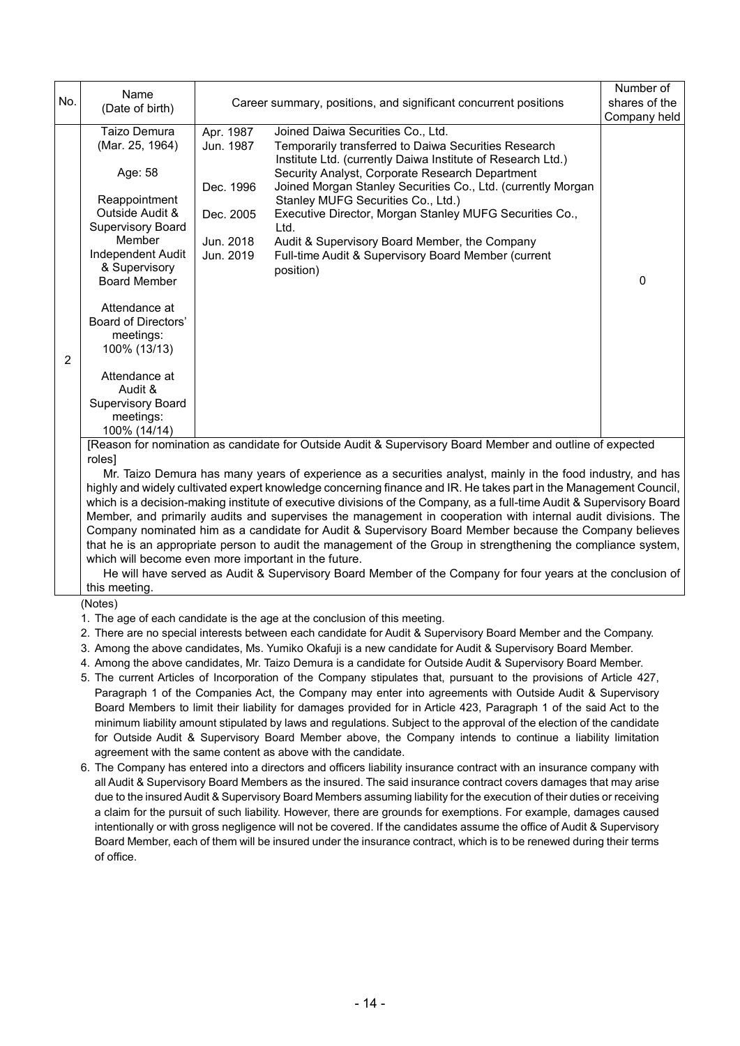| No. | Name (Date of birth) | Career summary, positions, and significant concurrent positions | Number of shares of the Company held |
|---|---|---|---|
| 2 | Taizo Demura<br>(Mar. 25, 1964)<br><br>Age: 58<br><br>Reappointment<br>Outside Audit & Supervisory Board Member<br>Independent Audit & Supervisory Board Member<br><br>Attendance at Board of Directors' meetings:<br>100% (13/13)<br><br>Attendance at Audit & Supervisory Board meetings:<br>100% (14/14) | Apr. 1987 Joined Daiwa Securities Co., Ltd.<br>Jun. 1987 Temporarily transferred to Daiwa Securities Research Institute Ltd. (currently Daiwa Institute of Research Ltd.) Security Analyst, Corporate Research Department<br>Dec. 1996 Joined Morgan Stanley Securities Co., Ltd. (currently Morgan Stanley MUFG Securities Co., Ltd.)<br>Dec. 2005 Executive Director, Morgan Stanley MUFG Securities Co., Ltd.<br>Jun. 2018 Audit & Supervisory Board Member, the Company<br>Jun. 2019 Full-time Audit & Supervisory Board Member (current position) | 0 |
| | [Reason for nomination as candidate for Outside Audit & Supervisory Board Member and outline of expected roles]<br>Mr. Taizo Demura has many years of experience as a securities analyst, mainly in the food industry, and has highly and widely cultivated expert knowledge concerning finance and IR. He takes part in the Management Council, which is a decision-making institute of executive divisions of the Company, as a full-time Audit & Supervisory Board Member, and primarily audits and supervises the management in cooperation with internal audit divisions. The Company nominated him as a candidate for Audit & Supervisory Board Member because the Company believes that he is an appropriate person to audit the management of the Group in strengthening the compliance system, which will become even more important in the future.<br>He will have served as Audit & Supervisory Board Member of the Company for four years at the conclusion of this meeting. | | |

(Notes)

1. The age of each candidate is the age at the conclusion of this meeting.
2. There are no special interests between each candidate for Audit & Supervisory Board Member and the Company.
3. Among the above candidates, Ms. Yumiko Okafuji is a new candidate for Audit & Supervisory Board Member.
4. Among the above candidates, Mr. Taizo Demura is a candidate for Outside Audit & Supervisory Board Member.
5. The current Articles of Incorporation of the Company stipulates that, pursuant to the provisions of Article 427, Paragraph 1 of the Companies Act, the Company may enter into agreements with Outside Audit & Supervisory Board Members to limit their liability for damages provided for in Article 423, Paragraph 1 of the said Act to the minimum liability amount stipulated by laws and regulations. Subject to the approval of the election of the candidate for Outside Audit & Supervisory Board Member above, the Company intends to continue a liability limitation agreement with the same content as above with the candidate.
6. The Company has entered into a directors and officers liability insurance contract with an insurance company with all Audit & Supervisory Board Members as the insured. The said insurance contract covers damages that may arise due to the insured Audit & Supervisory Board Members assuming liability for the execution of their duties or receiving a claim for the pursuit of such liability. However, there are grounds for exemptions. For example, damages caused intentionally or with gross negligence will not be covered. If the candidates assume the office of Audit & Supervisory Board Member, each of them will be insured under the insurance contract, which is to be renewed during their terms of office.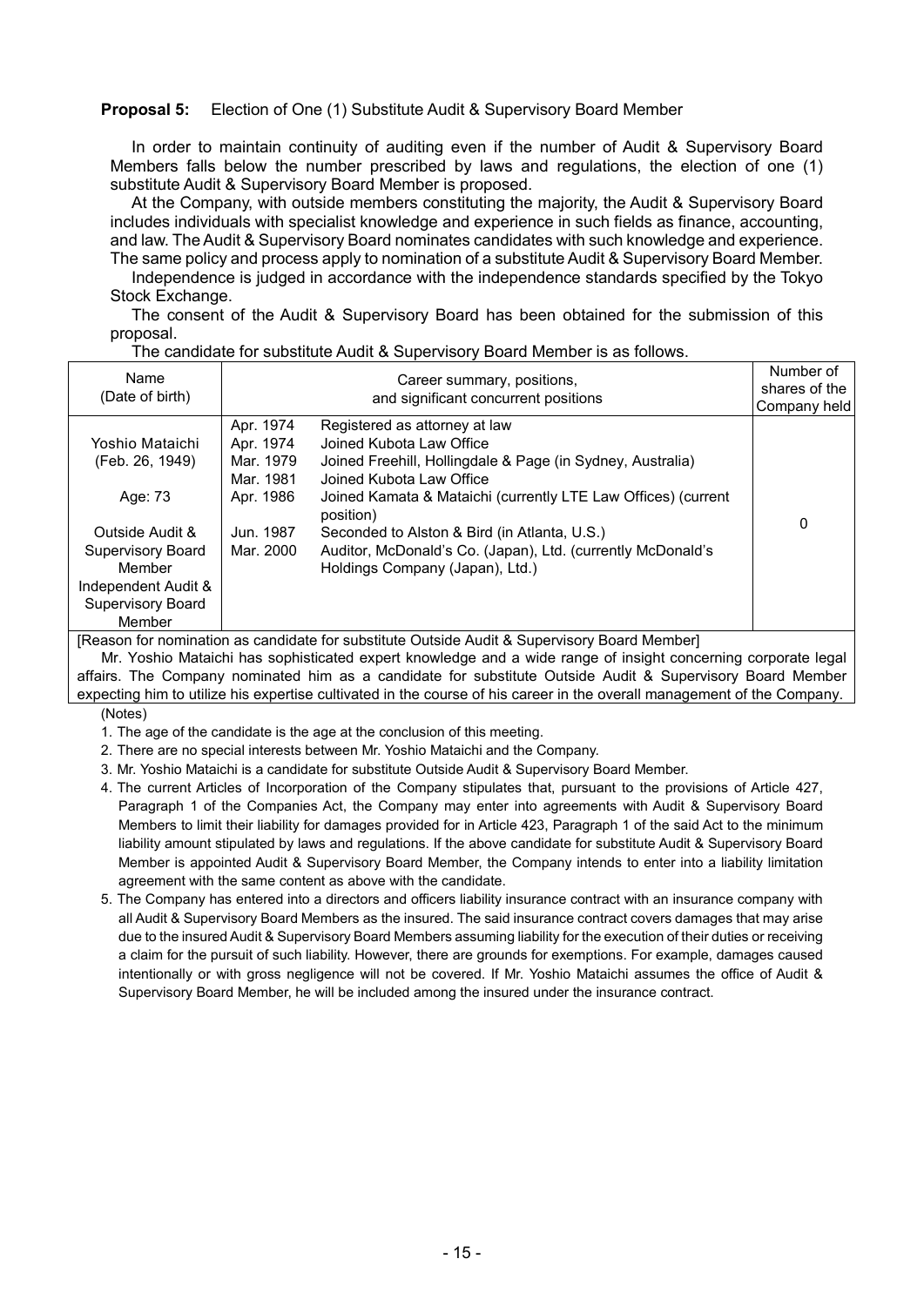**Proposal 5:** Election of One (1) Substitute Audit & Supervisory Board Member

In order to maintain continuity of auditing even if the number of Audit & Supervisory Board Members falls below the number prescribed by laws and regulations, the election of one (1) substitute Audit & Supervisory Board Member is proposed.

At the Company, with outside members constituting the majority, the Audit & Supervisory Board includes individuals with specialist knowledge and experience in such fields as finance, accounting, and law. The Audit & Supervisory Board nominates candidates with such knowledge and experience. The same policy and process apply to nomination of a substitute Audit & Supervisory Board Member.

Independence is judged in accordance with the independence standards specified by the Tokyo Stock Exchange.

The consent of the Audit & Supervisory Board has been obtained for the submission of this proposal.

The candidate for substitute Audit & Supervisory Board Member is as follows.

| Name (Date of birth) | Career summary, positions, and significant concurrent positions | | Number of shares of the Company held |
|---|---|---|---|
| Yoshio Mataichi (Feb. 26, 1949) Age: 73 Outside Audit & Supervisory Board Member Independent Audit & Supervisory Board Member | Apr. 1974 | Registered as attorney at law | 0 |
| | Apr. 1974 | Joined Kubota Law Office | |
| | Mar. 1979 | Joined Freehill, Hollingdale & Page (in Sydney, Australia) | |
| | Mar. 1981 | Joined Kubota Law Office | |
| | Apr. 1986 | Joined Kamata & Mataichi (currently LTE Law Offices) (current position) | |
| | Jun. 1987 | Seconded to Alston & Bird (in Atlanta, U.S.) | |
| | Mar. 2000 | Auditor, McDonald's Co. (Japan), Ltd. (currently McDonald's Holdings Company (Japan), Ltd.) | |

[Reason for nomination as candidate for substitute Outside Audit & Supervisory Board Member]

Mr. Yoshio Mataichi has sophisticated expert knowledge and a wide range of insight concerning corporate legal affairs. The Company nominated him as a candidate for substitute Outside Audit & Supervisory Board Member expecting him to utilize his expertise cultivated in the course of his career in the overall management of the Company.

(Notes)

1. The age of the candidate is the age at the conclusion of this meeting.
2. There are no special interests between Mr. Yoshio Mataichi and the Company.
3. Mr. Yoshio Mataichi is a candidate for substitute Outside Audit & Supervisory Board Member.
4. The current Articles of Incorporation of the Company stipulates that, pursuant to the provisions of Article 427, Paragraph 1 of the Companies Act, the Company may enter into agreements with Audit & Supervisory Board Members to limit their liability for damages provided for in Article 423, Paragraph 1 of the said Act to the minimum liability amount stipulated by laws and regulations. If the above candidate for substitute Audit & Supervisory Board Member is appointed Audit & Supervisory Board Member, the Company intends to enter into a liability limitation agreement with the same content as above with the candidate.
5. The Company has entered into a directors and officers liability insurance contract with an insurance company with all Audit & Supervisory Board Members as the insured. The said insurance contract covers damages that may arise due to the insured Audit & Supervisory Board Members assuming liability for the execution of their duties or receiving a claim for the pursuit of such liability. However, there are grounds for exemptions. For example, damages caused intentionally or with gross negligence will not be covered. If Mr. Yoshio Mataichi assumes the office of Audit & Supervisory Board Member, he will be included among the insured under the insurance contract.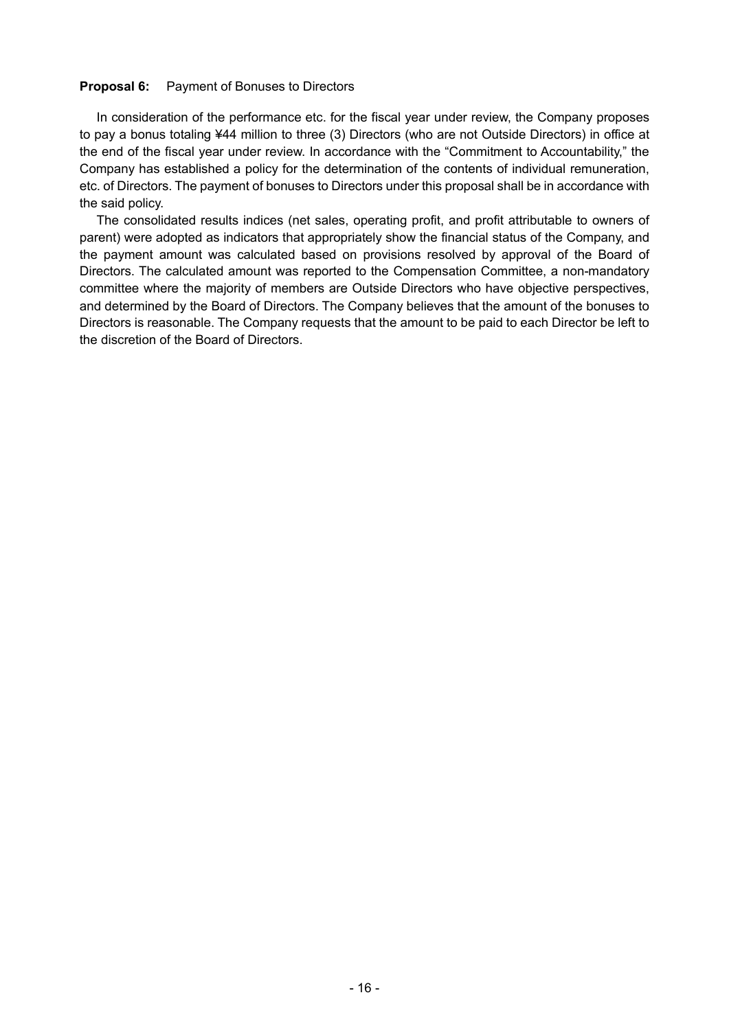**Proposal 6:** Payment of Bonuses to Directors

In consideration of the performance etc. for the fiscal year under review, the Company proposes to pay a bonus totaling ¥44 million to three (3) Directors (who are not Outside Directors) in office at the end of the fiscal year under review. In accordance with the "Commitment to Accountability," the Company has established a policy for the determination of the contents of individual remuneration, etc. of Directors. The payment of bonuses to Directors under this proposal shall be in accordance with the said policy.

The consolidated results indices (net sales, operating profit, and profit attributable to owners of parent) were adopted as indicators that appropriately show the financial status of the Company, and the payment amount was calculated based on provisions resolved by approval of the Board of Directors. The calculated amount was reported to the Compensation Committee, a non-mandatory committee where the majority of members are Outside Directors who have objective perspectives, and determined by the Board of Directors. The Company believes that the amount of the bonuses to Directors is reasonable. The Company requests that the amount to be paid to each Director be left to the discretion of the Board of Directors.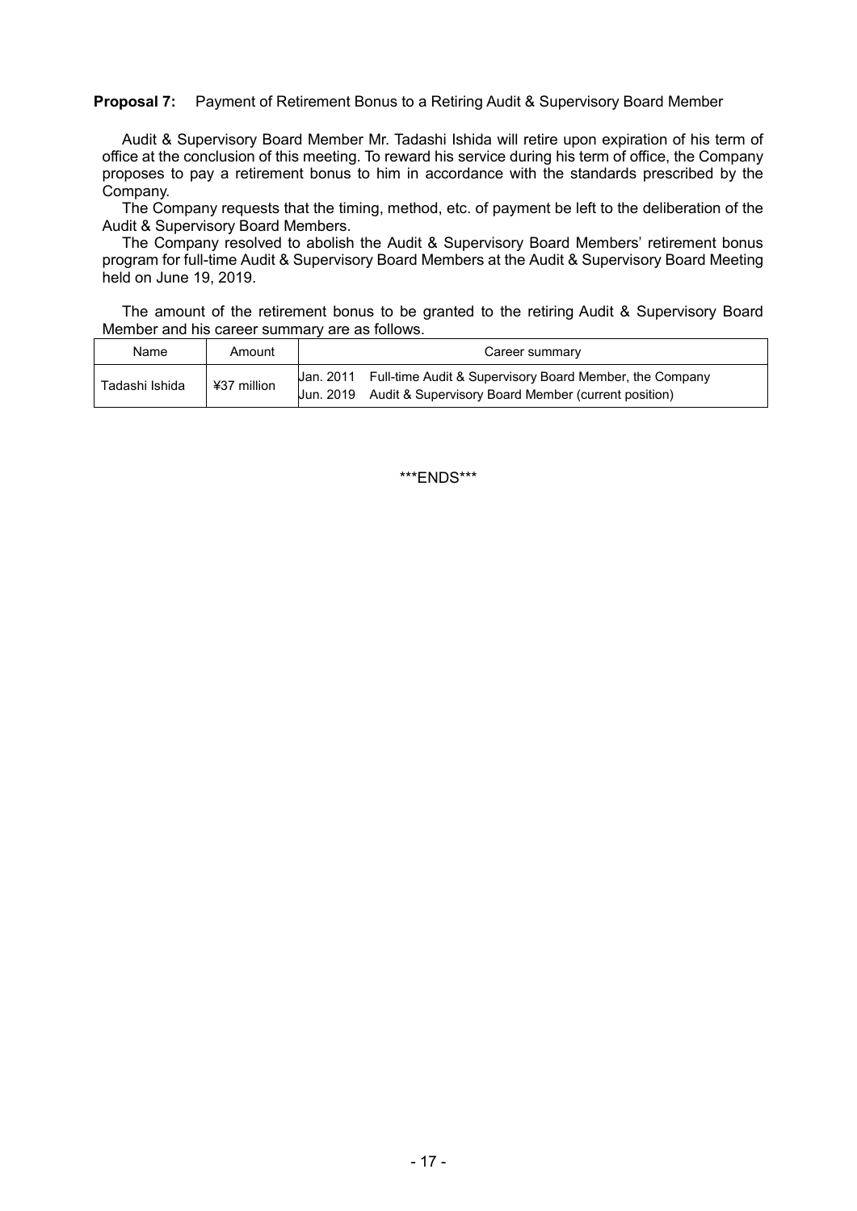**Proposal 7:** Payment of Retirement Bonus to a Retiring Audit & Supervisory Board Member

Audit & Supervisory Board Member Mr. Tadashi Ishida will retire upon expiration of his term of office at the conclusion of this meeting. To reward his service during his term of office, the Company proposes to pay a retirement bonus to him in accordance with the standards prescribed by the Company.

The Company requests that the timing, method, etc. of payment be left to the deliberation of the Audit & Supervisory Board Members.

The Company resolved to abolish the Audit & Supervisory Board Members' retirement bonus program for full-time Audit & Supervisory Board Members at the Audit & Supervisory Board Meeting held on June 19, 2019.

The amount of the retirement bonus to be granted to the retiring Audit & Supervisory Board Member and his career summary are as follows.

| Name | Amount | Career summary |
|---|---|---|
| Tadashi Ishida | ¥37 million | Jan. 2011 Full-time Audit & Supervisory Board Member, the Company<br>Jun. 2019 Audit & Supervisory Board Member (current position) |

\*\*\*ENDS\*\*\*